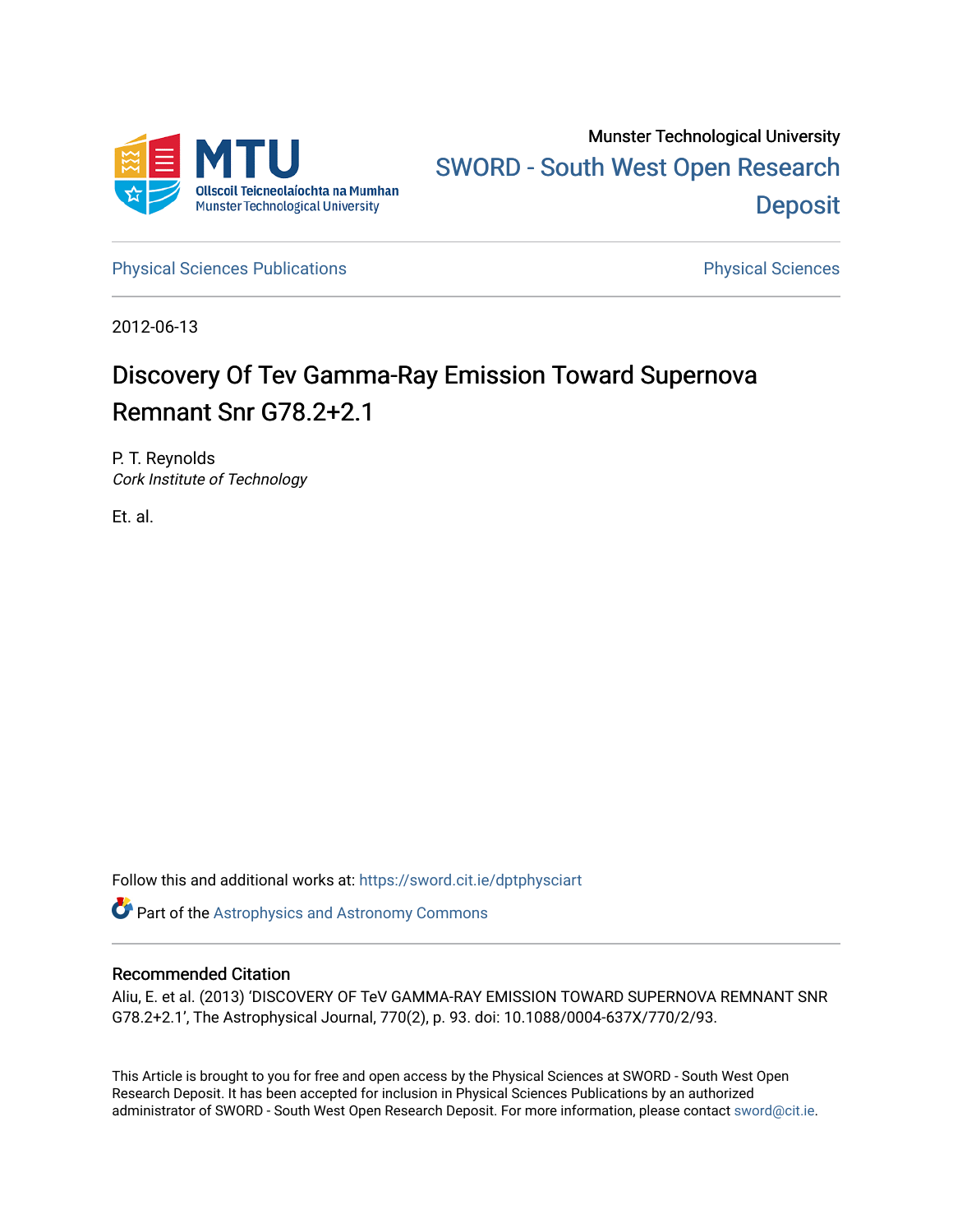Munster Technological University

SWORD - South West Open Research Deposit

Physical Sciences Publications

Physical Sciences

2012-06-13

# Discovery Of Tev Gamma-Ray Emission Toward Supernova Remnant Snr G78.2+2.1

P. T. Reynolds
*Cork Institute of Technology*

Et. al.

Follow this and additional works at: https://sword.cit.ie/dptphysciart

Part of the Astrophysics and Astronomy Commons

## Recommended Citation

Aliu, E. et al. (2013) 'DISCOVERY OF TeV GAMMA-RAY EMISSION TOWARD SUPERNOVA REMNANT SNR G78.2+2.1', The Astrophysical Journal, 770(2), p. 93. doi: 10.1088/0004-637X/770/2/93.

This Article is brought to you for free and open access by the Physical Sciences at SWORD - South West Open Research Deposit. It has been accepted for inclusion in Physical Sciences Publications by an authorized administrator of SWORD - South West Open Research Deposit. For more information, please contact sword@cit.ie.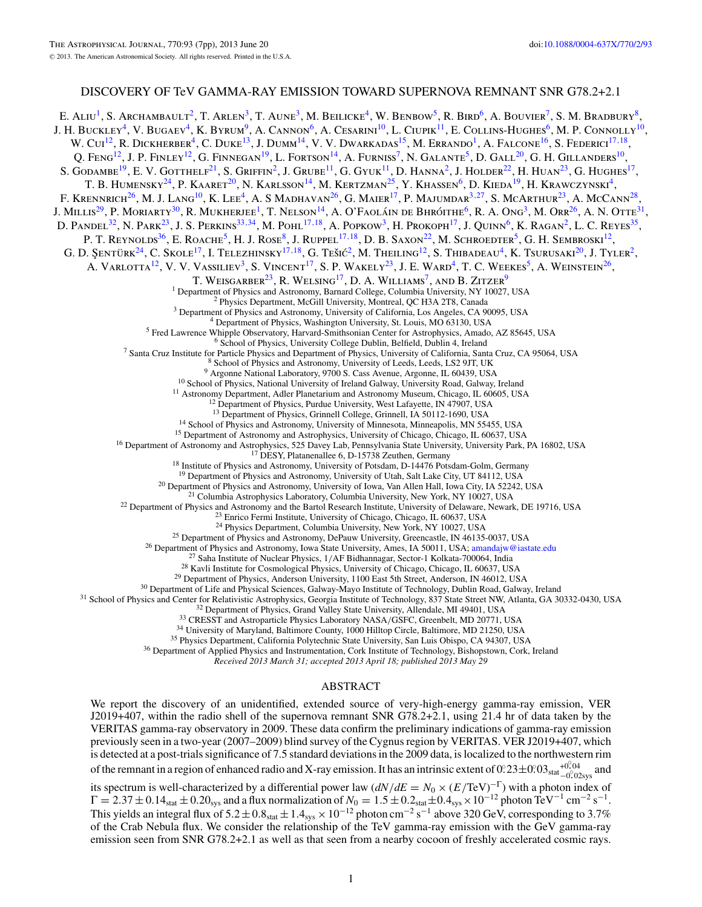# DISCOVERY OF TeV GAMMA-RAY EMISSION TOWARD SUPERNOVA REMNANT SNR G78.2+2.1

E. Aliu[1], S. Archambault[2], T. Arlen[3], T. Aune[3], M. Beilicke[4], W. Benbow[5], R. Bird[6], A. Bouvier[7], S. M. Bradbury[8], J. H. Buckley[4], V. Bugaev[4], K. Byrum[9], A. Cannon[6], A. Cesarini[10], L. Ciupik[11], E. Collins-Hughes[6], M. P. Connolly[10], W. Cui[12], R. Dickherber[4], C. Duke[13], J. Dumm[14], V. V. Dwarkadas[15], M. Errando[1], A. Falcone[16], S. Federici[17,18], Q. Feng[12], J. P. Finley[12], G. Finnegan[19], L. Fortson[14], A. Furniss[7], N. Galante[5], D. Gall[20], G. H. Gillanders[10], S. Godambe[19], E. V. Gotthelf[21], S. Griffin[2], J. Grube[11], G. Gyuk[11], D. Hanna[2], J. Holder[22], H. Huan[23], G. Hughes[17], T. B. Humensky[24], P. Kaaret[20], N. Karlsson[14], M. Kertzman[25], Y. Khassen[6], D. Kieda[19], H. Krawczynski[4], F. Krennrich[26], M. J. Lang[10], K. Lee[4], A. S Madhavan[26], G. Maier[17], P. Majumdar[3,27], S. McArthur[23], A. McCann[28], J. Millis[29], P. Moriarty[30], R. Mukherjee[1], T. Nelson[14], A. O'Faoláin de Bhróithe[6], R. A. Ong[3], M. Orr[26], A. N. Otte[31], D. Pandel[32], N. Park[23], J. S. Perkins[33,34], M. Pohl[17,18], A. Popkow[3], H. Prokoph[17], J. Quinn[6], K. Ragan[2], L. C. Reyes[35], P. T. Reynolds[36], E. Roache[5], H. J. Rose[8], J. Ruppel[17,18], D. B. Saxon[22], M. Schroedter[5], G. H. Sembroski[12], G. D. Şentürk[24], C. Skole[17], I. Telezhinsky[17,18], G. Tešić[2], M. Theiling[12], S. Thibadeau[4], K. Tsurusaki[20], J. Tyler[2], A. Varlotta[12], V. V. Vassiliev[3], S. Vincent[17], S. P. Wakely[23], J. E. Ward[4], T. C. Weekes[5], A. Weinstein[26], T. Weisgarber[23], R. Welsing[17], D. A. Williams[7], and B. Zitzer[9]

[1] Department of Physics and Astronomy, Barnard College, Columbia University, NY 10027, USA
[2] Physics Department, McGill University, Montreal, QC H3A 2T8, Canada
[3] Department of Physics and Astronomy, University of California, Los Angeles, CA 90095, USA
[4] Department of Physics, Washington University, St. Louis, MO 63130, USA
[5] Fred Lawrence Whipple Observatory, Harvard-Smithsonian Center for Astrophysics, Amado, AZ 85645, USA
[6] School of Physics, University College Dublin, Belfield, Dublin 4, Ireland
[7] Santa Cruz Institute for Particle Physics and Department of Physics, University of California, Santa Cruz, CA 95064, USA
[8] School of Physics and Astronomy, University of Leeds, Leeds, LS2 9JT, UK
[9] Argonne National Laboratory, 9700 S. Cass Avenue, Argonne, IL 60439, USA
[10] School of Physics, National University of Ireland Galway, University Road, Galway, Ireland
[11] Astronomy Department, Adler Planetarium and Astronomy Museum, Chicago, IL 60605, USA
[12] Department of Physics, Purdue University, West Lafayette, IN 47907, USA
[13] Department of Physics, Grinnell College, Grinnell, IA 50112-1690, USA
[14] School of Physics and Astronomy, University of Minnesota, Minneapolis, MN 55455, USA
[15] Department of Astronomy and Astrophysics, University of Chicago, Chicago, IL 60637, USA
[16] Department of Astronomy and Astrophysics, 525 Davey Lab, Pennsylvania State University, University Park, PA 16802, USA
[17] DESY, Platanenallee 6, D-15738 Zeuthen, Germany
[18] Institute of Physics and Astronomy, University of Potsdam, D-14476 Potsdam-Golm, Germany
[19] Department of Physics and Astronomy, University of Utah, Salt Lake City, UT 84112, USA
[20] Department of Physics and Astronomy, University of Iowa, Van Allen Hall, Iowa City, IA 52242, USA
[21] Columbia Astrophysics Laboratory, Columbia University, New York, NY 10027, USA
[22] Department of Physics and Astronomy and the Bartol Research Institute, University of Delaware, Newark, DE 19716, USA
[23] Enrico Fermi Institute, University of Chicago, Chicago, IL 60637, USA
[24] Physics Department, Columbia University, New York, NY 10027, USA
[25] Department of Physics and Astronomy, DePauw University, Greencastle, IN 46135-0037, USA
[26] Department of Physics and Astronomy, Iowa State University, Ames, IA 50011, USA; amandajw@iastate.edu
[27] Saha Institute of Nuclear Physics, 1/AF Bidhannagar, Sector-1 Kolkata-700064, India
[28] Kavli Institute for Cosmological Physics, University of Chicago, Chicago, IL 60637, USA
[29] Department of Physics, Anderson University, 1100 East 5th Street, Anderson, IN 46012, USA
[30] Department of Life and Physical Sciences, Galway-Mayo Institute of Technology, Dublin Road, Galway, Ireland
[31] School of Physics and Center for Relativistic Astrophysics, Georgia Institute of Technology, 837 State Street NW, Atlanta, GA 30332-0430, USA
[32] Department of Physics, Grand Valley State University, Allendale, MI 49401, USA
[33] CRESST and Astroparticle Physics Laboratory NASA/GSFC, Greenbelt, MD 20771, USA
[34] University of Maryland, Baltimore County, 1000 Hilltop Circle, Baltimore, MD 21250, USA
[35] Physics Department, California Polytechnic State University, San Luis Obispo, CA 94307, USA
[36] Department of Applied Physics and Instrumentation, Cork Institute of Technology, Bishopstown, Cork, Ireland

*Received 2013 March 31; accepted 2013 April 18; published 2013 May 29*

## ABSTRACT

We report the discovery of an unidentified, extended source of very-high-energy gamma-ray emission, VER J2019+407, within the radio shell of the supernova remnant SNR G78.2+2.1, using 21.4 hr of data taken by the VERITAS gamma-ray observatory in 2009. These data confirm the preliminary indications of gamma-ray emission previously seen in a two-year (2007–2009) blind survey of the Cygnus region by VERITAS. VER J2019+407, which is detected at a post-trials significance of 7.5 standard deviations in the 2009 data, is localized to the northwestern rim of the remnant in a region of enhanced radio and X-ray emission. It has an intrinsic extent of $0\overset{\circ}{.}23 \pm 0\overset{\circ}{.}03_{\rm stat}{}^{+0\overset{\circ}{.}04}_{-0\overset{\circ}{.}02\,\rm sys}$ and its spectrum is well-characterized by a differential power law ($dN/dE = N_0 \times (E/\mathrm{TeV})^{-\Gamma}$) with a photon index of $\Gamma = 2.37 \pm 0.14_{\rm stat} \pm 0.20_{\rm sys}$ and a flux normalization of $N_0 = 1.5 \pm 0.2_{\rm stat} \pm 0.4_{\rm sys} \times 10^{-12}$ photon TeV$^{-1}$ cm$^{-2}$ s$^{-1}$. This yields an integral flux of $5.2 \pm 0.8_{\rm stat} \pm 1.4_{\rm sys} \times 10^{-12}$ photon cm$^{-2}$ s$^{-1}$ above 320 GeV, corresponding to 3.7% of the Crab Nebula flux. We consider the relationship of the TeV gamma-ray emission with the GeV gamma-ray emission seen from SNR G78.2+2.1 as well as that seen from a nearby cocoon of freshly accelerated cosmic rays.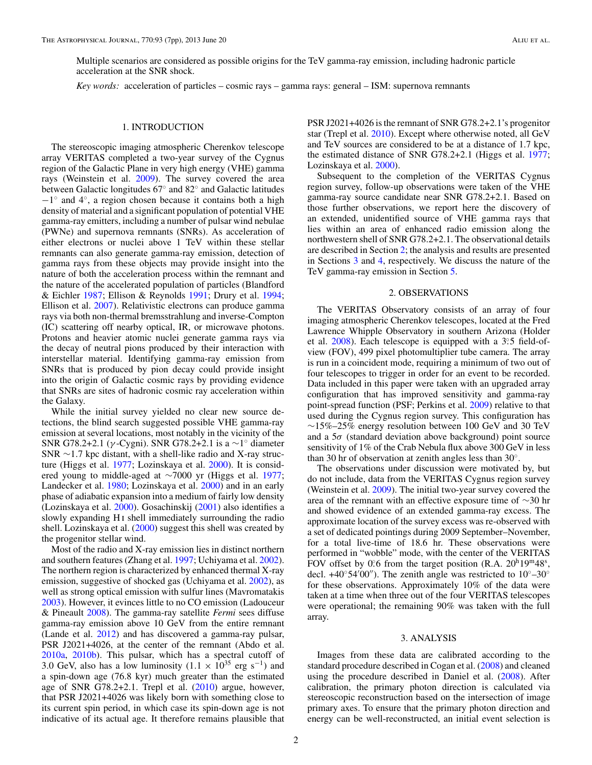Multiple scenarios are considered as possible origins for the TeV gamma-ray emission, including hadronic particle acceleration at the SNR shock.

*Key words:* acceleration of particles – cosmic rays – gamma rays: general – ISM: supernova remnants

## 1. INTRODUCTION

The stereoscopic imaging atmospheric Cherenkov telescope array VERITAS completed a two-year survey of the Cygnus region of the Galactic Plane in very high energy (VHE) gamma rays (Weinstein et al. 2009). The survey covered the area between Galactic longitudes 67° and 82° and Galactic latitudes −1° and 4°, a region chosen because it contains both a high density of material and a significant population of potential VHE gamma-ray emitters, including a number of pulsar wind nebulae (PWNe) and supernova remnants (SNRs). As acceleration of either electrons or nuclei above 1 TeV within these stellar remnants can also generate gamma-ray emission, detection of gamma rays from these objects may provide insight into the nature of both the acceleration process within the remnant and the nature of the accelerated population of particles (Blandford & Eichler 1987; Ellison & Reynolds 1991; Drury et al. 1994; Ellison et al. 2007). Relativistic electrons can produce gamma rays via both non-thermal bremsstrahlung and inverse-Compton (IC) scattering off nearby optical, IR, or microwave photons. Protons and heavier atomic nuclei generate gamma rays via the decay of neutral pions produced by their interaction with interstellar material. Identifying gamma-ray emission from SNRs that is produced by pion decay could provide insight into the origin of Galactic cosmic rays by providing evidence that SNRs are sites of hadronic cosmic ray acceleration within the Galaxy.

While the initial survey yielded no clear new source detections, the blind search suggested possible VHE gamma-ray emission at several locations, most notably in the vicinity of the SNR G78.2+2.1 ($\gamma$-Cygni). SNR G78.2+2.1 is a ∼1° diameter SNR ∼1.7 kpc distant, with a shell-like radio and X-ray structure (Higgs et al. 1977; Lozinskaya et al. 2000). It is considered young to middle-aged at ∼7000 yr (Higgs et al. 1977; Landecker et al. 1980; Lozinskaya et al. 2000) and in an early phase of adiabatic expansion into a medium of fairly low density (Lozinskaya et al. 2000). Gosachinskij (2001) also identifies a slowly expanding H I shell immediately surrounding the radio shell. Lozinskaya et al. (2000) suggest this shell was created by the progenitor stellar wind.

Most of the radio and X-ray emission lies in distinct northern and southern features (Zhang et al. 1997; Uchiyama et al. 2002). The northern region is characterized by enhanced thermal X-ray emission, suggestive of shocked gas (Uchiyama et al. 2002), as well as strong optical emission with sulfur lines (Mavromatakis 2003). However, it evinces little to no CO emission (Ladouceur & Pineault 2008). The gamma-ray satellite *Fermi* sees diffuse gamma-ray emission above 10 GeV from the entire remnant (Lande et al. 2012) and has discovered a gamma-ray pulsar, PSR J2021+4026, at the center of the remnant (Abdo et al. 2010a, 2010b). This pulsar, which has a spectral cutoff of 3.0 GeV, also has a low luminosity ($1.1 \times 10^{35}$ erg s$^{-1}$) and a spin-down age (76.8 kyr) much greater than the estimated age of SNR G78.2+2.1. Trepl et al. (2010) argue, however, that PSR J2021+4026 was likely born with something close to its current spin period, in which case its spin-down age is not indicative of its actual age. It therefore remains plausible that PSR J2021+4026 is the remnant of SNR G78.2+2.1's progenitor star (Trepl et al. 2010). Except where otherwise noted, all GeV and TeV sources are considered to be at a distance of 1.7 kpc, the estimated distance of SNR G78.2+2.1 (Higgs et al. 1977; Lozinskaya et al. 2000).

Subsequent to the completion of the VERITAS Cygnus region survey, follow-up observations were taken of the VHE gamma-ray source candidate near SNR G78.2+2.1. Based on those further observations, we report here the discovery of an extended, unidentified source of VHE gamma rays that lies within an area of enhanced radio emission along the northwestern shell of SNR G78.2+2.1. The observational details are described in Section 2; the analysis and results are presented in Sections 3 and 4, respectively. We discuss the nature of the TeV gamma-ray emission in Section 5.

## 2. OBSERVATIONS

The VERITAS Observatory consists of an array of four imaging atmospheric Cherenkov telescopes, located at the Fred Lawrence Whipple Observatory in southern Arizona (Holder et al. 2008). Each telescope is equipped with a 3°.5 field-of-view (FOV), 499 pixel photomultiplier tube camera. The array is run in a coincident mode, requiring a minimum of two out of four telescopes to trigger in order for an event to be recorded. Data included in this paper were taken with an upgraded array configuration that has improved sensitivity and gamma-ray point-spread function (PSF; Perkins et al. 2009) relative to that used during the Cygnus region survey. This configuration has ∼15%–25% energy resolution between 100 GeV and 30 TeV and a 5$\sigma$ (standard deviation above background) point source sensitivity of 1% of the Crab Nebula flux above 300 GeV in less than 30 hr of observation at zenith angles less than 30°.

The observations under discussion were motivated by, but do not include, data from the VERITAS Cygnus region survey (Weinstein et al. 2009). The initial two-year survey covered the area of the remnant with an effective exposure time of ∼30 hr and showed evidence of an extended gamma-ray excess. The approximate location of the survey excess was re-observed with a set of dedicated pointings during 2009 September–November, for a total live-time of 18.6 hr. These observations were performed in "wobble" mode, with the center of the VERITAS FOV offset by 0°.6 from the target position (R.A. 20$^{h}$19$^{m}$48$^{s}$, decl. +40°54′00″). The zenith angle was restricted to 10°–30° for these observations. Approximately 10% of the data were taken at a time when three out of the four VERITAS telescopes were operational; the remaining 90% was taken with the full array.

## 3. ANALYSIS

Images from these data are calibrated according to the standard procedure described in Cogan et al. (2008) and cleaned using the procedure described in Daniel et al. (2008). After calibration, the primary photon direction is calculated via stereoscopic reconstruction based on the intersection of image primary axes. To ensure that the primary photon direction and energy can be well-reconstructed, an initial event selection is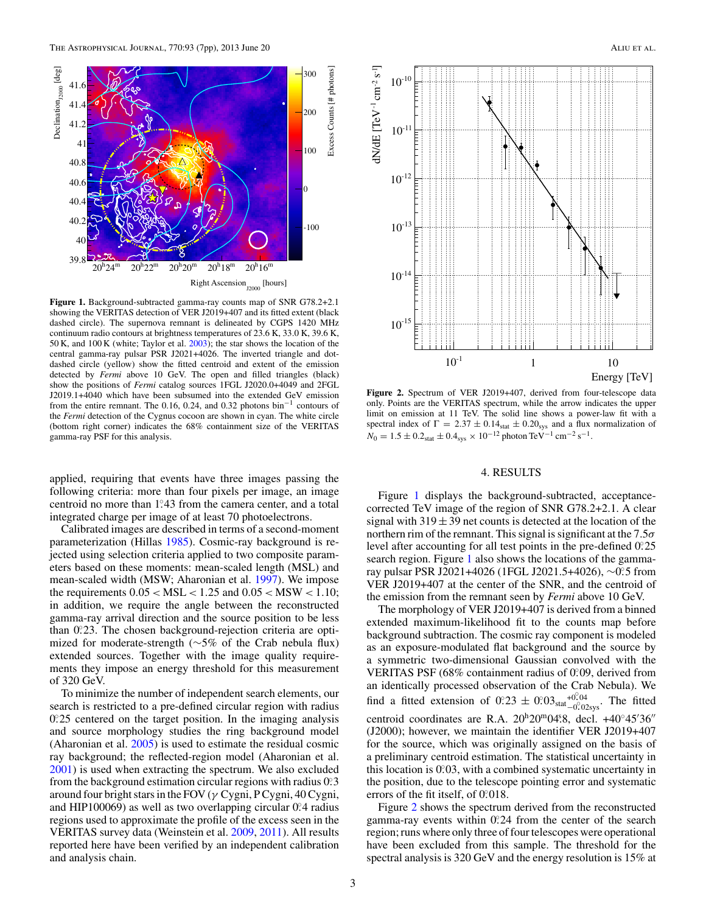**Figure 1.** Background-subtracted gamma-ray counts map of SNR G78.2+2.1 showing the VERITAS detection of VER J2019+407 and its fitted extent (black dashed circle). The supernova remnant is delineated by CGPS 1420 MHz continuum radio contours at brightness temperatures of 23.6 K, 33.0 K, 39.6 K, 50 K, and 100 K (white; Taylor et al. 2003); the star shows the location of the central gamma-ray pulsar PSR J2021+4026. The inverted triangle and dot-dashed circle (yellow) show the fitted centroid and extent of the emission detected by *Fermi* above 10 GeV. The open and filled triangles (black) show the positions of *Fermi* catalog sources 1FGL J2020.0+4049 and 2FGL J2019.1+4040 which have been subsumed into the extended GeV emission from the entire remnant. The 0.16, 0.24, and 0.32 photons bin$^{-1}$ contours of the *Fermi* detection of the Cygnus cocoon are shown in cyan. The white circle (bottom right corner) indicates the 68% containment size of the VERITAS gamma-ray PSF for this analysis.

**Figure 2.** Spectrum of VER J2019+407, derived from four-telescope data only. Points are the VERITAS spectrum, while the arrow indicates the upper limit on emission at 11 TeV. The solid line shows a power-law fit with a spectral index of $\Gamma = 2.37 \pm 0.14_{\rm stat} \pm 0.20_{\rm sys}$ and a flux normalization of $N_0 = 1.5 \pm 0.2_{\rm stat} \pm 0.4_{\rm sys} \times 10^{-12}$ photon TeV$^{-1}$ cm$^{-2}$ s$^{-1}$.

applied, requiring that events have three images passing the following criteria: more than four pixels per image, an image centroid no more than 1°.43 from the camera center, and a total integrated charge per image of at least 70 photoelectrons.

Calibrated images are described in terms of a second-moment parameterization (Hillas 1985). Cosmic-ray background is rejected using selection criteria applied to two composite parameters based on these moments: mean-scaled length (MSL) and mean-scaled width (MSW; Aharonian et al. 1997). We impose the requirements $0.05 < \mathrm{MSL} < 1.25$ and $0.05 < \mathrm{MSW} < 1.10$; in addition, we require the angle between the reconstructed gamma-ray arrival direction and the source position to be less than 0°.23. The chosen background-rejection criteria are optimized for moderate-strength (~5% of the Crab nebula flux) extended sources. Together with the image quality requirements they impose an energy threshold for this measurement of 320 GeV.

To minimize the number of independent search elements, our search is restricted to a pre-defined circular region with radius 0°.25 centered on the target position. In the imaging analysis and source morphology studies the ring background model (Aharonian et al. 2005) is used to estimate the residual cosmic ray background; the reflected-region model (Aharonian et al. 2001) is used when extracting the spectrum. We also excluded from the background estimation circular regions with radius 0°.3 around four bright stars in the FOV ($\gamma$ Cygni, P Cygni, 40 Cygni, and HIP100069) as well as two overlapping circular 0°.4 radius regions used to approximate the profile of the excess seen in the VERITAS survey data (Weinstein et al. 2009, 2011). All results reported here have been verified by an independent calibration and analysis chain.

## 4. RESULTS

Figure 1 displays the background-subtracted, acceptance-corrected TeV image of the region of SNR G78.2+2.1. A clear signal with $319 \pm 39$ net counts is detected at the location of the northern rim of the remnant. This signal is significant at the $7.5\sigma$ level after accounting for all test points in the pre-defined 0°.25 search region. Figure 1 also shows the locations of the gamma-ray pulsar PSR J2021+4026 (1FGL J2021.5+4026), ~0°.5 from VER J2019+407 at the center of the SNR, and the centroid of the emission from the remnant seen by *Fermi* above 10 GeV.

The morphology of VER J2019+407 is derived from a binned extended maximum-likelihood fit to the counts map before background subtraction. The cosmic ray component is modeled as an exposure-modulated flat background and the source by a symmetric two-dimensional Gaussian convolved with the VERITAS PSF (68% containment radius of 0°.09, derived from an identically processed observation of the Crab Nebula). We find a fitted extension of $0°.23 \pm 0°.03_{\rm stat}{}^{+0°.04}_{-0°.02\rm sys}$. The fitted centroid coordinates are R.A. 20$^{\rm h}$20$^{\rm m}$04$^{\rm s}$.8, decl. +40°45′36″ (J2000); however, we maintain the identifier VER J2019+407 for the source, which was originally assigned on the basis of a preliminary centroid estimation. The statistical uncertainty in this location is 0°.03, with a combined systematic uncertainty in the position, due to the telescope pointing error and systematic errors of the fit itself, of 0°.018.

Figure 2 shows the spectrum derived from the reconstructed gamma-ray events within 0°.24 from the center of the search region; runs where only three of four telescopes were operational have been excluded from this sample. The threshold for the spectral analysis is 320 GeV and the energy resolution is 15% at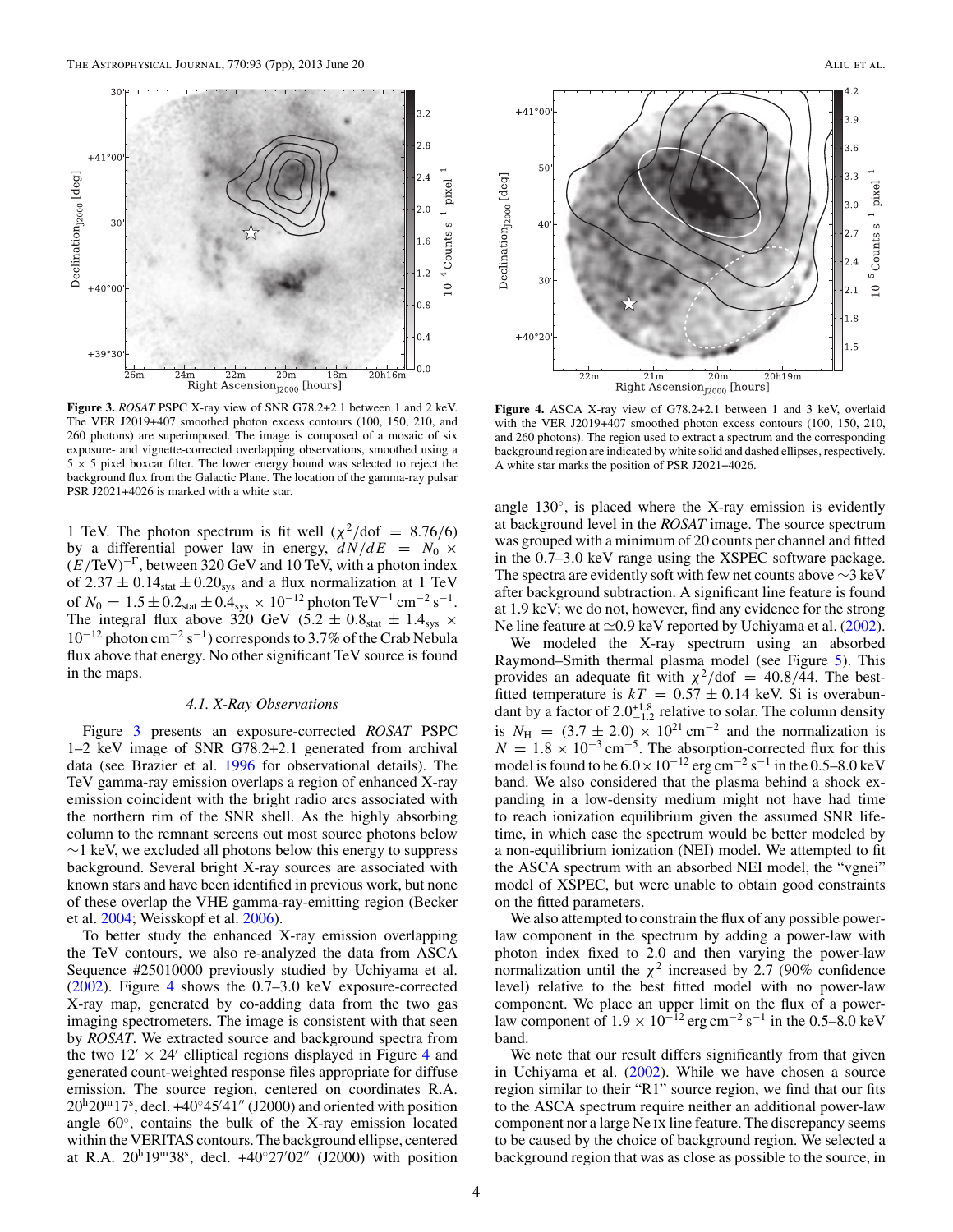**Figure 3.** *ROSAT* PSPC X-ray view of SNR G78.2+2.1 between 1 and 2 keV. The VER J2019+407 smoothed photon excess contours (100, 150, 210, and 260 photons) are superimposed. The image is composed of a mosaic of six exposure- and vignette-corrected overlapping observations, smoothed using a 5 × 5 pixel boxcar filter. The lower energy bound was selected to reject the background flux from the Galactic Plane. The location of the gamma-ray pulsar PSR J2021+4026 is marked with a white star.

**Figure 4.** ASCA X-ray view of G78.2+2.1 between 1 and 3 keV, overlaid with the VER J2019+407 smoothed photon excess contours (100, 150, 210, and 260 photons). The region used to extract a spectrum and the corresponding background region are indicated by white solid and dashed ellipses, respectively. A white star marks the position of PSR J2021+4026.

1 TeV. The photon spectrum is fit well ($\chi^2/\text{dof} = 8.76/6$) by a differential power law in energy, $dN/dE = N_0 \times (E/\text{TeV})^{-\Gamma}$, between 320 GeV and 10 TeV, with a photon index of $2.37 \pm 0.14_{\text{stat}} \pm 0.20_{\text{sys}}$ and a flux normalization at 1 TeV of $N_0 = 1.5 \pm 0.2_{\text{stat}} \pm 0.4_{\text{sys}} \times 10^{-12}$ photon TeV$^{-1}$ cm$^{-2}$ s$^{-1}$. The integral flux above 320 GeV ($5.2 \pm 0.8_{\text{stat}} \pm 1.4_{\text{sys}} \times 10^{-12}$ photon cm$^{-2}$ s$^{-1}$) corresponds to 3.7% of the Crab Nebula flux above that energy. No other significant TeV source is found in the maps.

### 4.1. X-Ray Observations

Figure 3 presents an exposure-corrected *ROSAT* PSPC 1–2 keV image of SNR G78.2+2.1 generated from archival data (see Brazier et al. 1996 for observational details). The TeV gamma-ray emission overlaps a region of enhanced X-ray emission coincident with the bright radio arcs associated with the northern rim of the SNR shell. As the highly absorbing column to the remnant screens out most source photons below ∼1 keV, we excluded all photons below this energy to suppress background. Several bright X-ray sources are associated with known stars and have been identified in previous work, but none of these overlap the VHE gamma-ray-emitting region (Becker et al. 2004; Weisskopf et al. 2006).

To better study the enhanced X-ray emission overlapping the TeV contours, we also re-analyzed the data from ASCA Sequence #25010000 previously studied by Uchiyama et al. (2002). Figure 4 shows the 0.7–3.0 keV exposure-corrected X-ray map, generated by co-adding data from the two gas imaging spectrometers. The image is consistent with that seen by *ROSAT*. We extracted source and background spectra from the two 12′ × 24′ elliptical regions displayed in Figure 4 and generated count-weighted response files appropriate for diffuse emission. The source region, centered on coordinates R.A. 20$^{\text{h}}$20$^{\text{m}}$17$^{\text{s}}$, decl. +40°45′41″ (J2000) and oriented with position angle 60°, contains the bulk of the X-ray emission located within the VERITAS contours. The background ellipse, centered at R.A. 20$^{\text{h}}$19$^{\text{m}}$38$^{\text{s}}$, decl. +40°27′02″ (J2000) with position angle 130°, is placed where the X-ray emission is evidently at background level in the *ROSAT* image. The source spectrum was grouped with a minimum of 20 counts per channel and fitted in the 0.7–3.0 keV range using the XSPEC software package. The spectra are evidently soft with few net counts above ∼3 keV after background subtraction. A significant line feature is found at 1.9 keV; we do not, however, find any evidence for the strong Ne line feature at ≃0.9 keV reported by Uchiyama et al. (2002).

We modeled the X-ray spectrum using an absorbed Raymond–Smith thermal plasma model (see Figure 5). This provides an adequate fit with $\chi^2/\text{dof} = 40.8/44$. The best-fitted temperature is $kT = 0.57 \pm 0.14$ keV. Si is overabundant by a factor of $2.0^{+1.8}_{-1.2}$ relative to solar. The column density is $N_{\text{H}} = (3.7 \pm 2.0) \times 10^{21}$ cm$^{-2}$ and the normalization is $N = 1.8 \times 10^{-3}$ cm$^{-5}$. The absorption-corrected flux for this model is found to be $6.0 \times 10^{-12}$ erg cm$^{-2}$ s$^{-1}$ in the 0.5–8.0 keV band. We also considered that the plasma behind a shock expanding in a low-density medium might not have had time to reach ionization equilibrium given the assumed SNR lifetime, in which case the spectrum would be better modeled by a non-equilibrium ionization (NEI) model. We attempted to fit the ASCA spectrum with an absorbed NEI model, the "vgnei" model of XSPEC, but were unable to obtain good constraints on the fitted parameters.

We also attempted to constrain the flux of any possible power-law component in the spectrum by adding a power-law with photon index fixed to 2.0 and then varying the power-law normalization until the $\chi^2$ increased by 2.7 (90% confidence level) relative to the best fitted model with no power-law component. We place an upper limit on the flux of a power-law component of $1.9 \times 10^{-12}$ erg cm$^{-2}$ s$^{-1}$ in the 0.5–8.0 keV band.

We note that our result differs significantly from that given in Uchiyama et al. (2002). While we have chosen a source region similar to their "R1" source region, we find that our fits to the ASCA spectrum require neither an additional power-law component nor a large Ne IX line feature. The discrepancy seems to be caused by the choice of background region. We selected a background region that was as close as possible to the source, in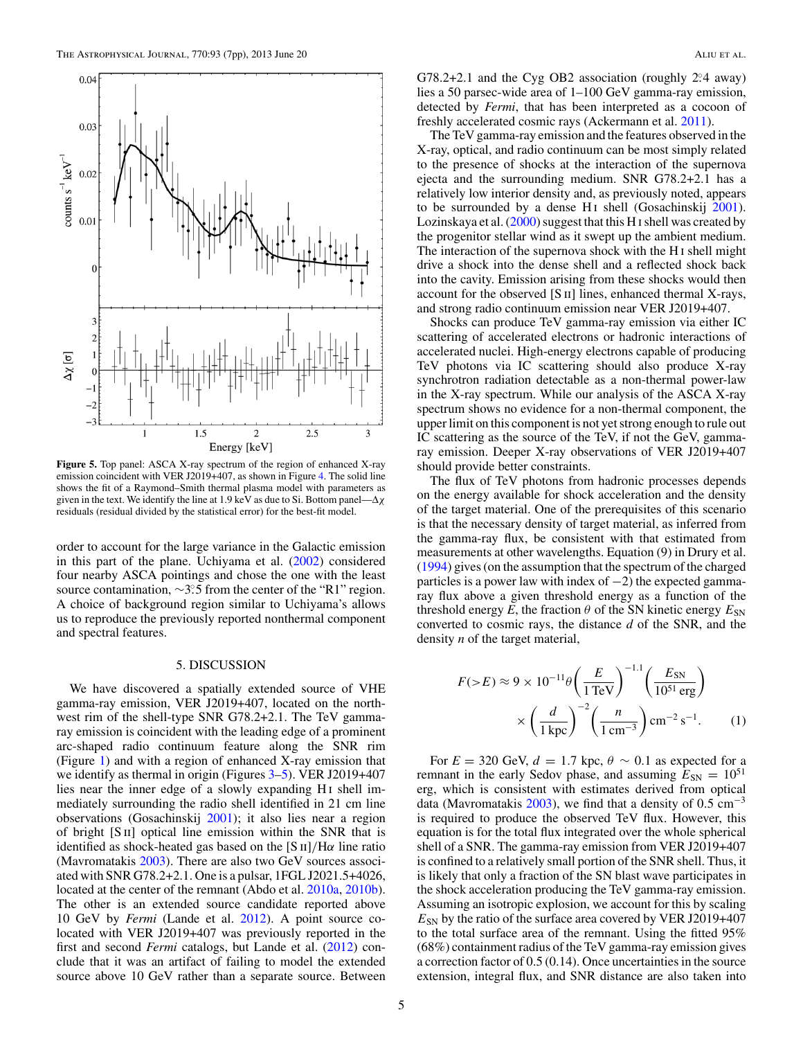**Figure 5.** Top panel: ASCA X-ray spectrum of the region of enhanced X-ray emission coincident with VER J2019+407, as shown in Figure 4. The solid line shows the fit of a Raymond–Smith thermal plasma model with parameters as given in the text. We identify the line at 1.9 keV as due to Si. Bottom panel—$\Delta\chi$ residuals (residual divided by the statistical error) for the best-fit model.

order to account for the large variance in the Galactic emission in this part of the plane. Uchiyama et al. (2002) considered four nearby ASCA pointings and chose the one with the least source contamination, $\sim 3\overset{\circ}{.}5$ from the center of the "R1" region. A choice of background region similar to Uchiyama's allows us to reproduce the previously reported nonthermal component and spectral features.

## 5. DISCUSSION

We have discovered a spatially extended source of VHE gamma-ray emission, VER J2019+407, located on the northwest rim of the shell-type SNR G78.2+2.1. The TeV gamma-ray emission is coincident with the leading edge of a prominent arc-shaped radio continuum feature along the SNR rim (Figure 1) and with a region of enhanced X-ray emission that we identify as thermal in origin (Figures 3–5). VER J2019+407 lies near the inner edge of a slowly expanding H I shell immediately surrounding the radio shell identified in 21 cm line observations (Gosachinskij 2001); it also lies near a region of bright [S II] optical line emission within the SNR that is identified as shock-heated gas based on the [S II]/H$\alpha$ line ratio (Mavromatakis 2003). There are also two GeV sources associated with SNR G78.2+2.1. One is a pulsar, 1FGL J2021.5+4026, located at the center of the remnant (Abdo et al. 2010a, 2010b). The other is an extended source candidate reported above 10 GeV by *Fermi* (Lande et al. 2012). A point source co-located with VER J2019+407 was previously reported in the first and second *Fermi* catalogs, but Lande et al. (2012) conclude that it was an artifact of failing to model the extended source above 10 GeV rather than a separate source. Between G78.2+2.1 and the Cyg OB2 association (roughly $2\overset{\circ}{.}4$ away) lies a 50 parsec-wide area of 1–100 GeV gamma-ray emission, detected by *Fermi*, that has been interpreted as a cocoon of freshly accelerated cosmic rays (Ackermann et al. 2011).

The TeV gamma-ray emission and the features observed in the X-ray, optical, and radio continuum can be most simply related to the presence of shocks at the interaction of the supernova ejecta and the surrounding medium. SNR G78.2+2.1 has a relatively low interior density and, as previously noted, appears to be surrounded by a dense H I shell (Gosachinskij 2001). Lozinskaya et al. (2000) suggest that this H I shell was created by the progenitor stellar wind as it swept up the ambient medium. The interaction of the supernova shock with the H I shell might drive a shock into the dense shell and a reflected shock back into the cavity. Emission arising from these shocks would then account for the observed [S II] lines, enhanced thermal X-rays, and strong radio continuum emission near VER J2019+407.

Shocks can produce TeV gamma-ray emission via either IC scattering of accelerated electrons or hadronic interactions of accelerated nuclei. High-energy electrons capable of producing TeV photons via IC scattering should also produce X-ray synchrotron radiation detectable as a non-thermal power-law in the X-ray spectrum. While our analysis of the ASCA X-ray spectrum shows no evidence for a non-thermal component, the upper limit on this component is not yet strong enough to rule out IC scattering as the source of the TeV, if not the GeV, gamma-ray emission. Deeper X-ray observations of VER J2019+407 should provide better constraints.

The flux of TeV photons from hadronic processes depends on the energy available for shock acceleration and the density of the target material. One of the prerequisites of this scenario is that the necessary density of target material, as inferred from the gamma-ray flux, be consistent with that estimated from measurements at other wavelengths. Equation (9) in Drury et al. (1994) gives (on the assumption that the spectrum of the charged particles is a power law with index of $-2$) the expected gamma-ray flux above a given threshold energy as a function of the threshold energy $E$, the fraction $\theta$ of the SN kinetic energy $E_{\rm SN}$ converted to cosmic rays, the distance $d$ of the SNR, and the density $n$ of the target material,

$$F(>E) \approx 9 \times 10^{-11}\theta \left(\frac{E}{1\,\text{TeV}}\right)^{-1.1}\left(\frac{E_{\rm SN}}{10^{51}\,\text{erg}}\right) \times \left(\frac{d}{1\,\text{kpc}}\right)^{-2}\left(\frac{n}{1\,\text{cm}^{-3}}\right)\text{cm}^{-2}\,\text{s}^{-1}. \qquad (1)$$

For $E = 320$ GeV, $d = 1.7$ kpc, $\theta \sim 0.1$ as expected for a remnant in the early Sedov phase, and assuming $E_{\rm SN} = 10^{51}$ erg, which is consistent with estimates derived from optical data (Mavromatakis 2003), we find that a density of 0.5 cm$^{-3}$ is required to produce the observed TeV flux. However, this equation is for the total flux integrated over the whole spherical shell of a SNR. The gamma-ray emission from VER J2019+407 is confined to a relatively small portion of the SNR shell. Thus, it is likely that only a fraction of the SN blast wave participates in the shock acceleration producing the TeV gamma-ray emission. Assuming an isotropic explosion, we account for this by scaling $E_{\rm SN}$ by the ratio of the surface area covered by VER J2019+407 to the total surface area of the remnant. Using the fitted 95% (68%) containment radius of the TeV gamma-ray emission gives a correction factor of 0.5 (0.14). Once uncertainties in the source extension, integral flux, and SNR distance are also taken into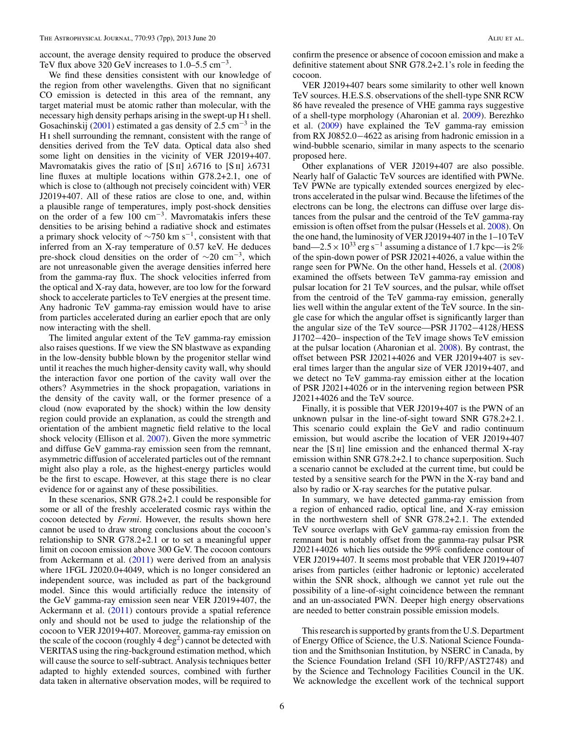account, the average density required to produce the observed TeV flux above 320 GeV increases to 1.0–5.5 $\mathrm{cm}^{-3}$.

We find these densities consistent with our knowledge of the region from other wavelengths. Given that no significant CO emission is detected in this area of the remnant, any target material must be atomic rather than molecular, with the necessary high density perhaps arising in the swept-up H I shell. Gosachinskij (2001) estimated a gas density of 2.5 $\mathrm{cm}^{-3}$ in the H I shell surrounding the remnant, consistent with the range of densities derived from the TeV data. Optical data also shed some light on densities in the vicinity of VER J2019+407. Mavromatakis gives the ratio of [S II] λ6716 to [S II] λ6731 line fluxes at multiple locations within G78.2+2.1, one of which is close to (although not precisely coincident with) VER J2019+407. All of these ratios are close to one, and, within a plausible range of temperatures, imply post-shock densities on the order of a few 100 $\mathrm{cm}^{-3}$. Mavromatakis infers these densities to be arising behind a radiative shock and estimates a primary shock velocity of ∼750 km $\mathrm{s}^{-1}$, consistent with that inferred from an X-ray temperature of 0.57 keV. He deduces pre-shock cloud densities on the order of ∼20 $\mathrm{cm}^{-3}$, which are not unreasonable given the average densities inferred here from the gamma-ray flux. The shock velocities inferred from the optical and X-ray data, however, are too low for the forward shock to accelerate particles to TeV energies at the present time. Any hadronic TeV gamma-ray emission would have to arise from particles accelerated during an earlier epoch that are only now interacting with the shell.

The limited angular extent of the TeV gamma-ray emission also raises questions. If we view the SN blastwave as expanding in the low-density bubble blown by the progenitor stellar wind until it reaches the much higher-density cavity wall, why should the interaction favor one portion of the cavity wall over the others? Asymmetries in the shock propagation, variations in the density of the cavity wall, or the former presence of a cloud (now evaporated by the shock) within the low density region could provide an explanation, as could the strength and orientation of the ambient magnetic field relative to the local shock velocity (Ellison et al. 2007). Given the more symmetric and diffuse GeV gamma-ray emission seen from the remnant, asymmetric diffusion of accelerated particles out of the remnant might also play a role, as the highest-energy particles would be the first to escape. However, at this stage there is no clear evidence for or against any of these possibilities.

In these scenarios, SNR G78.2+2.1 could be responsible for some or all of the freshly accelerated cosmic rays within the cocoon detected by *Fermi*. However, the results shown here cannot be used to draw strong conclusions about the cocoon's relationship to SNR G78.2+2.1 or to set a meaningful upper limit on cocoon emission above 300 GeV. The cocoon contours from Ackermann et al. (2011) were derived from an analysis where 1FGL J2020.0+4049, which is no longer considered an independent source, was included as part of the background model. Since this would artificially reduce the intensity of the GeV gamma-ray emission seen near VER J2019+407, the Ackermann et al. (2011) contours provide a spatial reference only and should not be used to judge the relationship of the cocoon to VER J2019+407. Moreover, gamma-ray emission on the scale of the cocoon (roughly 4 $\mathrm{deg}^2$) cannot be detected with VERITAS using the ring-background estimation method, which will cause the source to self-subtract. Analysis techniques better adapted to highly extended sources, combined with further data taken in alternative observation modes, will be required to confirm the presence or absence of cocoon emission and make a definitive statement about SNR G78.2+2.1's role in feeding the cocoon.

VER J2019+407 bears some similarity to other well known TeV sources. H.E.S.S. observations of the shell-type SNR RCW 86 have revealed the presence of VHE gamma rays suggestive of a shell-type morphology (Aharonian et al. 2009). Berezhko et al. (2009) have explained the TeV gamma-ray emission from RX J0852.0−4622 as arising from hadronic emission in a wind-bubble scenario, similar in many aspects to the scenario proposed here.

Other explanations of VER J2019+407 are also possible. Nearly half of Galactic TeV sources are identified with PWNe. TeV PWNe are typically extended sources energized by electrons accelerated in the pulsar wind. Because the lifetimes of the electrons can be long, the electrons can diffuse over large distances from the pulsar and the centroid of the TeV gamma-ray emission is often offset from the pulsar (Hessels et al. 2008). On the one hand, the luminosity of VER J2019+407 in the 1–10 TeV band—$2.5 \times 10^{33}$ erg $\mathrm{s}^{-1}$ assuming a distance of 1.7 kpc—is 2% of the spin-down power of PSR J2021+4026, a value within the range seen for PWNe. On the other hand, Hessels et al. (2008) examined the offsets between TeV gamma-ray emission and pulsar location for 21 TeV sources, and the pulsar, while offset from the centroid of the TeV gamma-ray emission, generally lies well within the angular extent of the TeV source. In the single case for which the angular offset is significantly larger than the angular size of the TeV source—PSR J1702−4128/HESS J1702−420– inspection of the TeV image shows TeV emission at the pulsar location (Aharonian et al. 2008). By contrast, the offset between PSR J2021+4026 and VER J2019+407 is several times larger than the angular size of VER J2019+407, and we detect no TeV gamma-ray emission either at the location of PSR J2021+4026 or in the intervening region between PSR J2021+4026 and the TeV source.

Finally, it is possible that VER J2019+407 is the PWN of an unknown pulsar in the line-of-sight toward SNR G78.2+2.1. This scenario could explain the GeV and radio continuum emission, but would ascribe the location of VER J2019+407 near the [S II] line emission and the enhanced thermal X-ray emission within SNR G78.2+2.1 to chance superposition. Such a scenario cannot be excluded at the current time, but could be tested by a sensitive search for the PWN in the X-ray band and also by radio or X-ray searches for the putative pulsar.

In summary, we have detected gamma-ray emission from a region of enhanced radio, optical line, and X-ray emission in the northwestern shell of SNR G78.2+2.1. The extended TeV source overlaps with GeV gamma-ray emission from the remnant but is notably offset from the gamma-ray pulsar PSR J2021+4026 which lies outside the 99% confidence contour of VER J2019+407. It seems most probable that VER J2019+407 arises from particles (either hadronic or leptonic) accelerated within the SNR shock, although we cannot yet rule out the possibility of a line-of-sight coincidence between the remnant and an un-associated PWN. Deeper high energy observations are needed to better constrain possible emission models.

This research is supported by grants from the U.S. Department of Energy Office of Science, the U.S. National Science Foundation and the Smithsonian Institution, by NSERC in Canada, by the Science Foundation Ireland (SFI 10/RFP/AST2748) and by the Science and Technology Facilities Council in the UK. We acknowledge the excellent work of the technical support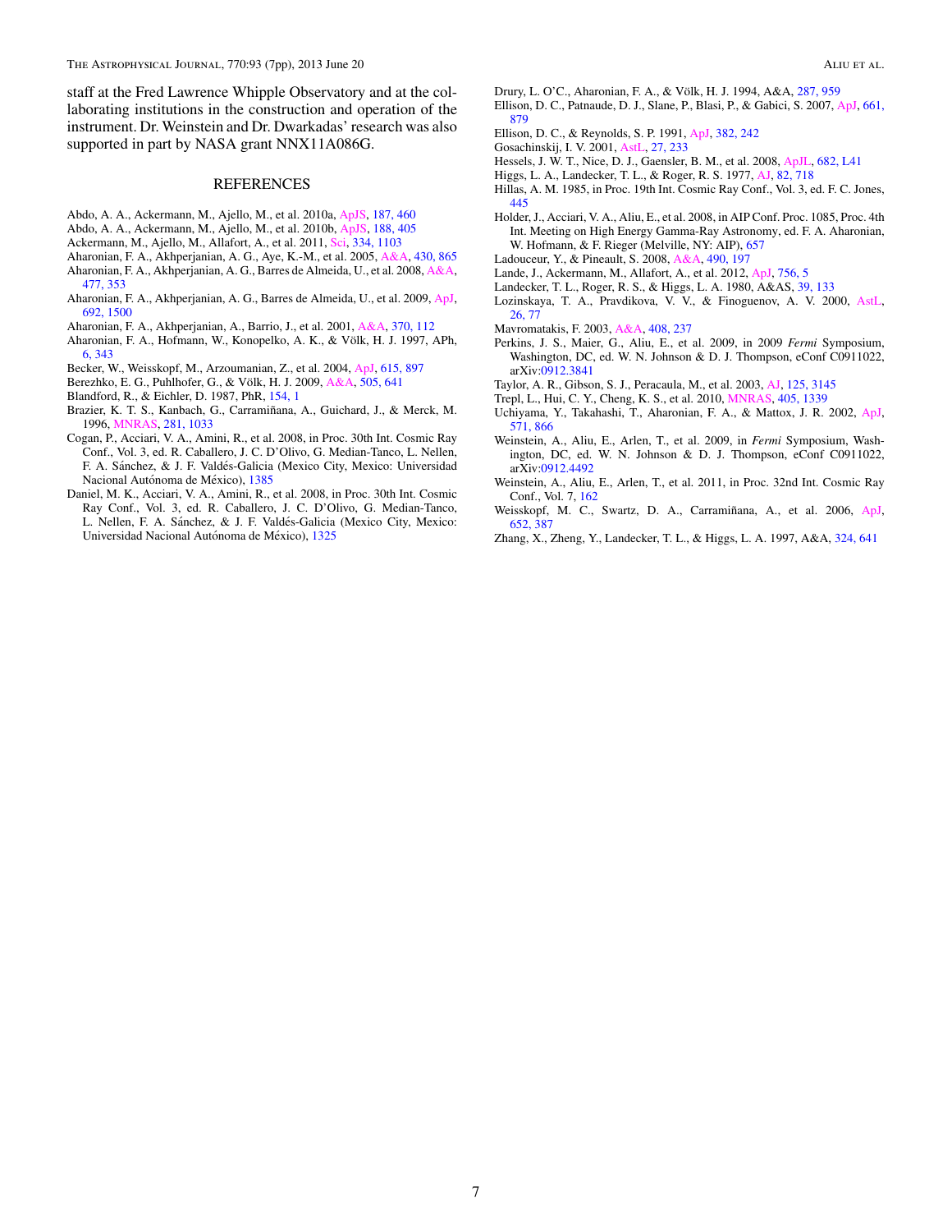staff at the Fred Lawrence Whipple Observatory and at the collaborating institutions in the construction and operation of the instrument. Dr. Weinstein and Dr. Dwarkadas' research was also supported in part by NASA grant NNX11A086G.

## REFERENCES

Abdo, A. A., Ackermann, M., Ajello, M., et al. 2010a, ApJS, 187, 460
Abdo, A. A., Ackermann, M., Ajello, M., et al. 2010b, ApJS, 188, 405
Ackermann, M., Ajello, M., Allafort, A., et al. 2011, Sci, 334, 1103
Aharonian, F. A., Akhperjanian, A. G., Aye, K.-M., et al. 2005, A&A, 430, 865
Aharonian, F. A., Akhperjanian, A. G., Barres de Almeida, U., et al. 2008, A&A, 477, 353
Aharonian, F. A., Akhperjanian, A. G., Barres de Almeida, U., et al. 2009, ApJ, 692, 1500
Aharonian, F. A., Akhperjanian, A., Barrio, J., et al. 2001, A&A, 370, 112
Aharonian, F. A., Hofmann, W., Konopelko, A. K., & Völk, H. J. 1997, APh, 6, 343
Becker, W., Weisskopf, M., Arzoumanian, Z., et al. 2004, ApJ, 615, 897
Berezhko, E. G., Puhlhofer, G., & Völk, H. J. 2009, A&A, 505, 641
Blandford, R., & Eichler, D. 1987, PhR, 154, 1
Brazier, K. T. S., Kanbach, G., Carramiñana, A., Guichard, J., & Merck, M. 1996, MNRAS, 281, 1033
Cogan, P., Acciari, V. A., Amini, R., et al. 2008, in Proc. 30th Int. Cosmic Ray Conf., Vol. 3, ed. R. Caballero, J. C. D'Olivo, G. Median-Tanco, L. Nellen, F. A. Sánchez, & J. F. Valdés-Galicia (Mexico City, Mexico: Universidad Nacional Autónoma de México), 1385
Daniel, M. K., Acciari, V. A., Amini, R., et al. 2008, in Proc. 30th Int. Cosmic Ray Conf., Vol. 3, ed. R. Caballero, J. C. D'Olivo, G. Median-Tanco, L. Nellen, F. A. Sánchez, & J. F. Valdés-Galicia (Mexico City, Mexico: Universidad Nacional Autónoma de México), 1325
Drury, L. O'C., Aharonian, F. A., & Völk, H. J. 1994, A&A, 287, 959
Ellison, D. C., Patnaude, D. J., Slane, P., Blasi, P., & Gabici, S. 2007, ApJ, 661, 879
Ellison, D. C., & Reynolds, S. P. 1991, ApJ, 382, 242
Gosachinskij, I. V. 2001, AstL, 27, 233
Hessels, J. W. T., Nice, D. J., Gaensler, B. M., et al. 2008, ApJL, 682, L41
Higgs, L. A., Landecker, T. L., & Roger, R. S. 1977, AJ, 82, 718
Hillas, A. M. 1985, in Proc. 19th Int. Cosmic Ray Conf., Vol. 3, ed. F. C. Jones, 445
Holder, J., Acciari, V. A., Aliu, E., et al. 2008, in AIP Conf. Proc. 1085, Proc. 4th Int. Meeting on High Energy Gamma-Ray Astronomy, ed. F. A. Aharonian, W. Hofmann, & F. Rieger (Melville, NY: AIP), 657
Ladouceur, Y., & Pineault, S. 2008, A&A, 490, 197
Lande, J., Ackermann, M., Allafort, A., et al. 2012, ApJ, 756, 5
Landecker, T. L., Roger, R. S., & Higgs, L. A. 1980, A&AS, 39, 133
Lozinskaya, T. A., Pravdikova, V. V., & Finoguenov, A. V. 2000, AstL, 26, 77
Mavromatakis, F. 2003, A&A, 408, 237
Perkins, J. S., Maier, G., Aliu, E., et al. 2009, in 2009 *Fermi* Symposium, Washington, DC, ed. W. N. Johnson & D. J. Thompson, eConf C0911022, arXiv:0912.3841
Taylor, A. R., Gibson, S. J., Peracaula, M., et al. 2003, AJ, 125, 3145
Trepl, L., Hui, C. Y., Cheng, K. S., et al. 2010, MNRAS, 405, 1339
Uchiyama, Y., Takahashi, T., Aharonian, F. A., & Mattox, J. R. 2002, ApJ, 571, 866
Weinstein, A., Aliu, E., Arlen, T., et al. 2009, in *Fermi* Symposium, Washington, DC, ed. W. N. Johnson & D. J. Thompson, eConf C0911022, arXiv:0912.4492
Weinstein, A., Aliu, E., Arlen, T., et al. 2011, in Proc. 32nd Int. Cosmic Ray Conf., Vol. 7, 162
Weisskopf, M. C., Swartz, D. A., Carramiñana, A., et al. 2006, ApJ, 652, 387
Zhang, X., Zheng, Y., Landecker, T. L., & Higgs, L. A. 1997, A&A, 324, 641